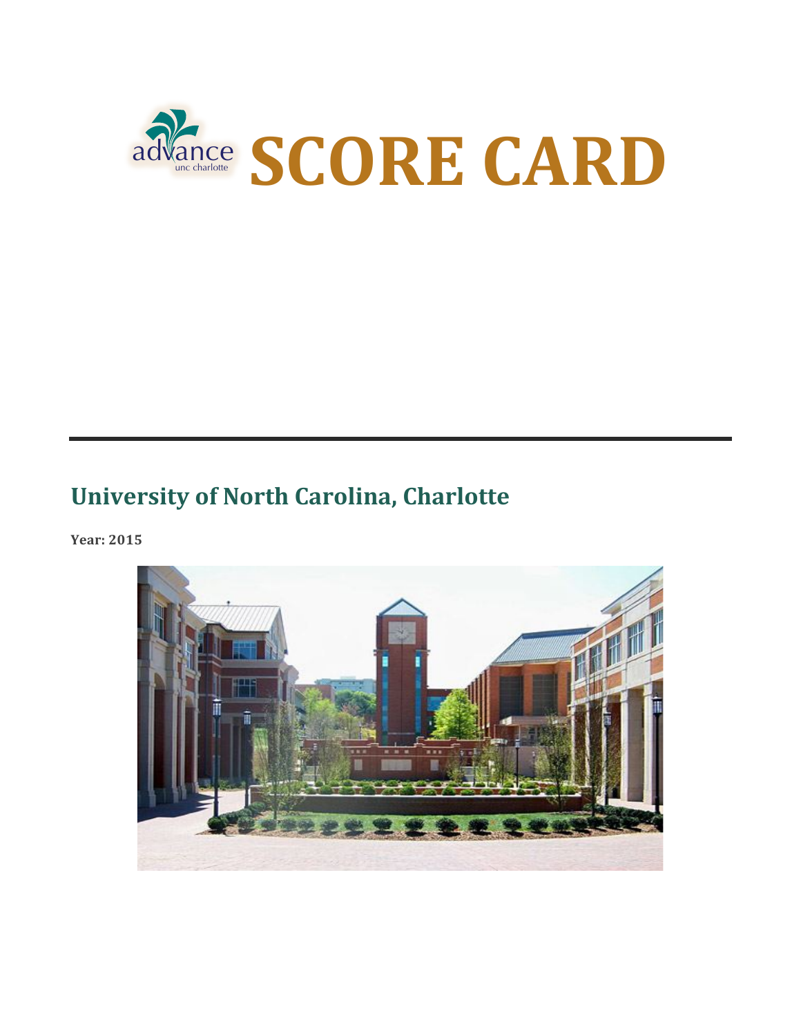# SCORE CARD

## University of North Carolina, Charlotte

**Year: 2015**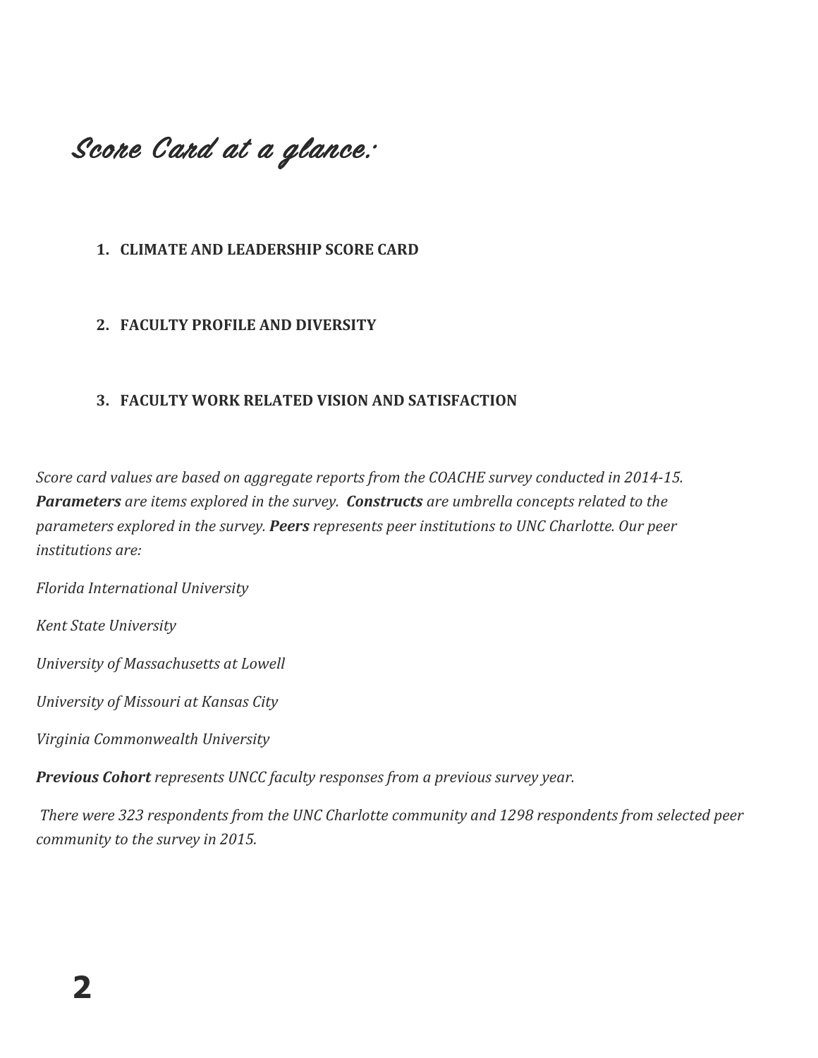# Score Card at a glance:

1. **CLIMATE AND LEADERSHIP SCORE CARD**

2. **FACULTY PROFILE AND DIVERSITY**

3. **FACULTY WORK RELATED VISION AND SATISFACTION**

*Score card values are based on aggregate reports from the COACHE survey conducted in 2014-15.* ***Parameters*** *are items explored in the survey.* ***Constructs*** *are umbrella concepts related to the parameters explored in the survey.* ***Peers*** *represents peer institutions to UNC Charlotte. Our peer institutions are:*

*Florida International University*

*Kent State University*

*University of Massachusetts at Lowell*

*University of Missouri at Kansas City*

*Virginia Commonwealth University*

***Previous Cohort*** *represents UNCC faculty responses from a previous survey year.*

*There were 323 respondents from the UNC Charlotte community and 1298 respondents from selected peer community to the survey in 2015.*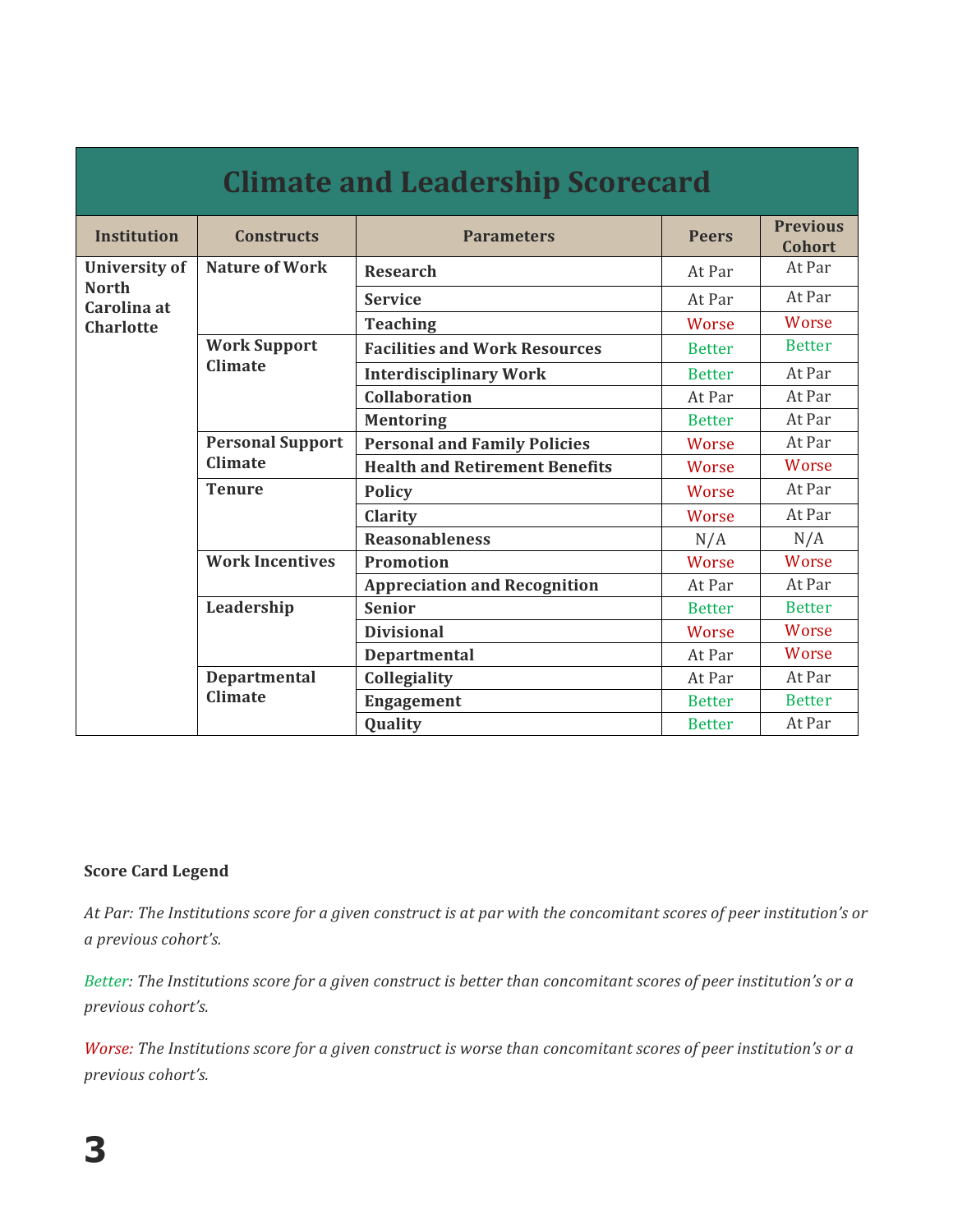# Climate and Leadership Scorecard

| Institution | Constructs | Parameters | Peers | Previous Cohort |
|---|---|---|---|---|
| **University of North Carolina at Charlotte** | **Nature of Work** | **Research** | At Par | At Par |
| | | **Service** | At Par | At Par |
| | | **Teaching** | Worse | Worse |
| | **Work Support Climate** | **Facilities and Work Resources** | Better | Better |
| | | **Interdisciplinary Work** | Better | At Par |
| | | **Collaboration** | At Par | At Par |
| | | **Mentoring** | Better | At Par |
| | **Personal Support Climate** | **Personal and Family Policies** | Worse | At Par |
| | | **Health and Retirement Benefits** | Worse | Worse |
| | **Tenure** | **Policy** | Worse | At Par |
| | | **Clarity** | Worse | At Par |
| | | **Reasonableness** | N/A | N/A |
| | **Work Incentives** | **Promotion** | Worse | Worse |
| | | **Appreciation and Recognition** | At Par | At Par |
| | **Leadership** | **Senior** | Better | Better |
| | | **Divisional** | Worse | Worse |
| | | **Departmental** | At Par | Worse |
| | **Departmental Climate** | **Collegiality** | At Par | At Par |
| | | **Engagement** | Better | Better |
| | | **Quality** | Better | At Par |

**Score Card Legend**

*At Par: The Institutions score for a given construct is at par with the concomitant scores of peer institution's or a previous cohort's.*

*Better: The Institutions score for a given construct is better than concomitant scores of peer institution's or a previous cohort's.*

*Worse: The Institutions score for a given construct is worse than concomitant scores of peer institution's or a previous cohort's.*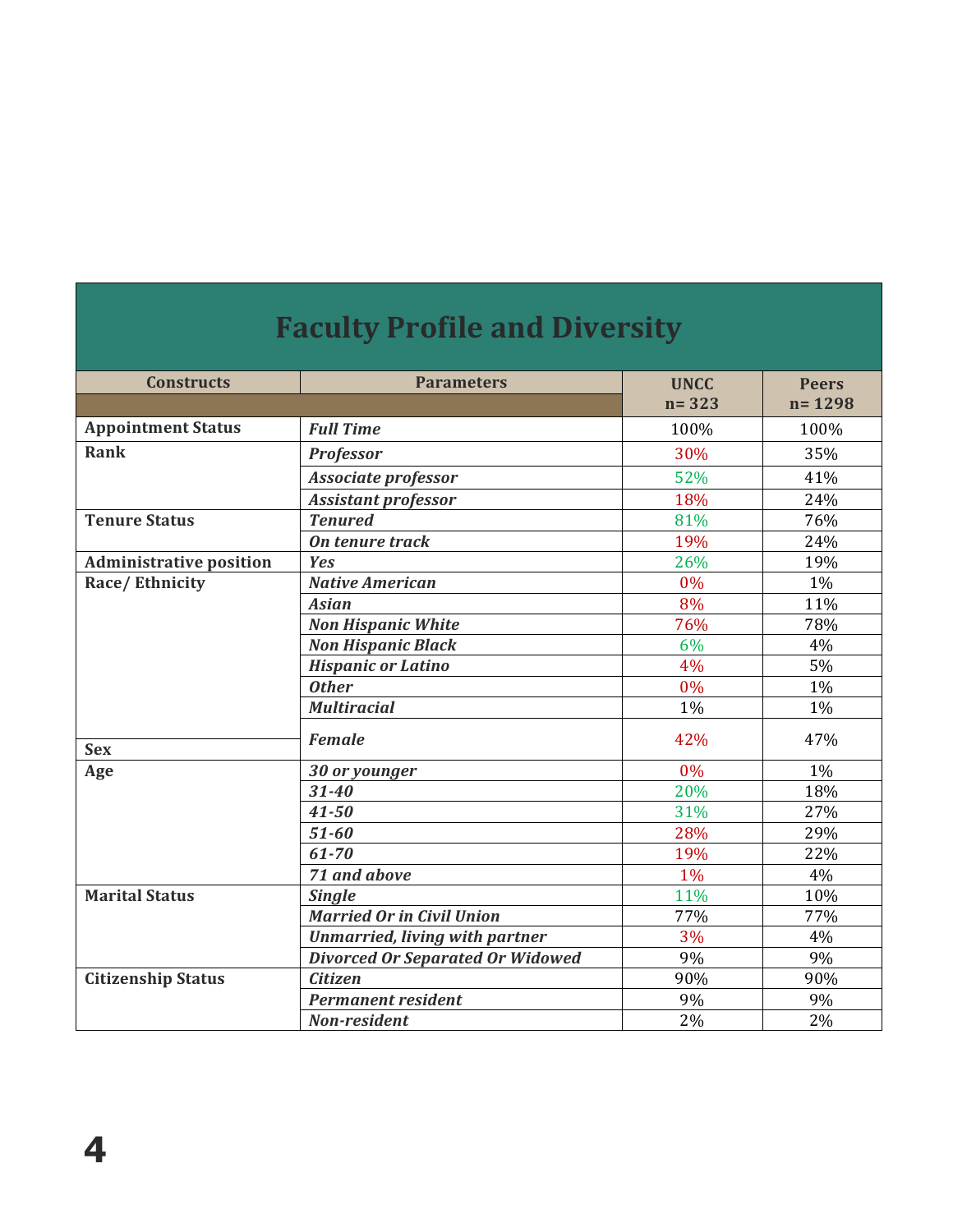# Faculty Profile and Diversity

| Constructs | Parameters | UNCC n= 323 | Peers n= 1298 |
|---|---|---|---|
| **Appointment Status** | ***Full Time*** | 100% | 100% |
| **Rank** | ***Professor*** | 30% | 35% |
| | ***Associate professor*** | 52% | 41% |
| | ***Assistant professor*** | 18% | 24% |
| **Tenure Status** | ***Tenured*** | 81% | 76% |
| | ***On tenure track*** | 19% | 24% |
| **Administrative position** | ***Yes*** | 26% | 19% |
| **Race/ Ethnicity** | ***Native American*** | 0% | 1% |
| | ***Asian*** | 8% | 11% |
| | ***Non Hispanic White*** | 76% | 78% |
| | ***Non Hispanic Black*** | 6% | 4% |
| | ***Hispanic or Latino*** | 4% | 5% |
| | ***Other*** | 0% | 1% |
| | ***Multiracial*** | 1% | 1% |
| **Sex** | ***Female*** | 42% | 47% |
| **Age** | ***30 or younger*** | 0% | 1% |
| | ***31-40*** | 20% | 18% |
| | ***41-50*** | 31% | 27% |
| | ***51-60*** | 28% | 29% |
| | ***61-70*** | 19% | 22% |
| | ***71 and above*** | 1% | 4% |
| **Marital Status** | ***Single*** | 11% | 10% |
| | ***Married Or in Civil Union*** | 77% | 77% |
| | ***Unmarried, living with partner*** | 3% | 4% |
| | ***Divorced Or Separated Or Widowed*** | 9% | 9% |
| **Citizenship Status** | ***Citizen*** | 90% | 90% |
| | ***Permanent resident*** | 9% | 9% |
| | ***Non-resident*** | 2% | 2% |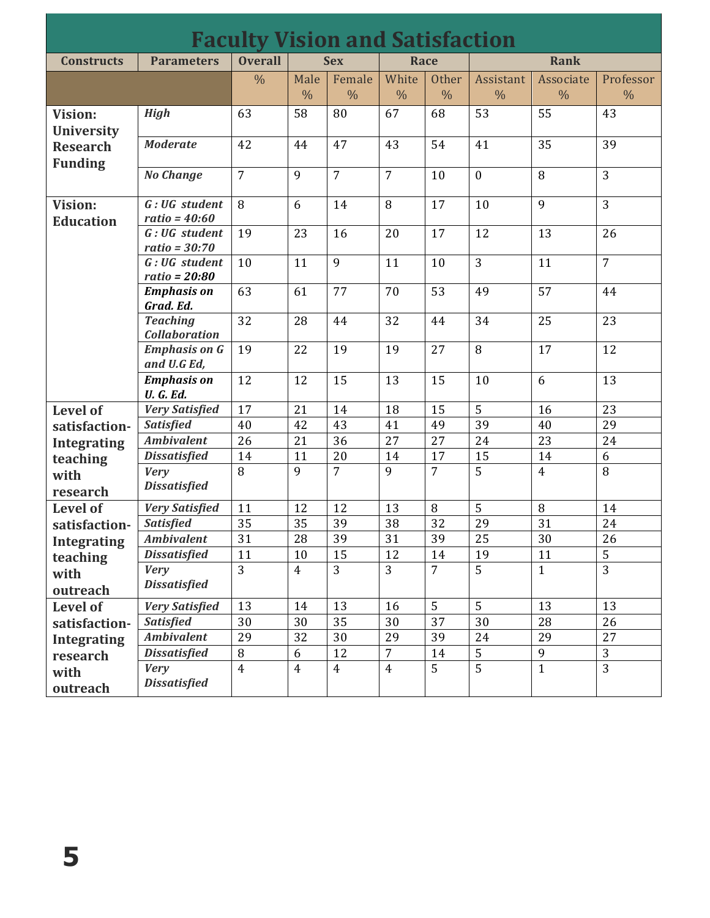# Faculty Vision and Satisfaction

| Constructs | Parameters | Overall | Sex | | Race | | Rank | | |
|---|---|---|---|---|---|---|---|---|---|
| | | % | Male % | Female % | White % | Other % | Assistant % | Associate % | Professor % |
| **Vision: University Research Funding** | ***High*** | 63 | 58 | 80 | 67 | 68 | 53 | 55 | 43 |
| | ***Moderate*** | 42 | 44 | 47 | 43 | 54 | 41 | 35 | 39 |
| | ***No Change*** | 7 | 9 | 7 | 7 | 10 | 0 | 8 | 3 |
| **Vision: Education** | ***G : UG student ratio = 40:60*** | 8 | 6 | 14 | 8 | 17 | 10 | 9 | 3 |
| | ***G : UG student ratio = 30:70*** | 19 | 23 | 16 | 20 | 17 | 12 | 13 | 26 |
| | ***G : UG student ratio = 20:80*** | 10 | 11 | 9 | 11 | 10 | 3 | 11 | 7 |
| | ***Emphasis on Grad. Ed.*** | 63 | 61 | 77 | 70 | 53 | 49 | 57 | 44 |
| | ***Teaching Collaboration*** | 32 | 28 | 44 | 32 | 44 | 34 | 25 | 23 |
| | ***Emphasis on G and U.G Ed,*** | 19 | 22 | 19 | 19 | 27 | 8 | 17 | 12 |
| | ***Emphasis on U. G. Ed.*** | 12 | 12 | 15 | 13 | 15 | 10 | 6 | 13 |
| **Level of satisfaction-Integrating teaching with research** | ***Very Satisfied*** | 17 | 21 | 14 | 18 | 15 | 5 | 16 | 23 |
| | ***Satisfied*** | 40 | 42 | 43 | 41 | 49 | 39 | 40 | 29 |
| | ***Ambivalent*** | 26 | 21 | 36 | 27 | 27 | 24 | 23 | 24 |
| | ***Dissatisfied*** | 14 | 11 | 20 | 14 | 17 | 15 | 14 | 6 |
| | ***Very Dissatisfied*** | 8 | 9 | 7 | 9 | 7 | 5 | 4 | 8 |
| **Level of satisfaction-Integrating teaching with outreach** | ***Very Satisfied*** | 11 | 12 | 12 | 13 | 8 | 5 | 8 | 14 |
| | ***Satisfied*** | 35 | 35 | 39 | 38 | 32 | 29 | 31 | 24 |
| | ***Ambivalent*** | 31 | 28 | 39 | 31 | 39 | 25 | 30 | 26 |
| | ***Dissatisfied*** | 11 | 10 | 15 | 12 | 14 | 19 | 11 | 5 |
| | ***Very Dissatisfied*** | 3 | 4 | 3 | 3 | 7 | 5 | 1 | 3 |
| **Level of satisfaction-Integrating research with outreach** | ***Very Satisfied*** | 13 | 14 | 13 | 16 | 5 | 5 | 13 | 13 |
| | ***Satisfied*** | 30 | 30 | 35 | 30 | 37 | 30 | 28 | 26 |
| | ***Ambivalent*** | 29 | 32 | 30 | 29 | 39 | 24 | 29 | 27 |
| | ***Dissatisfied*** | 8 | 6 | 12 | 7 | 14 | 5 | 9 | 3 |
| | ***Very Dissatisfied*** | 4 | 4 | 4 | 4 | 5 | 5 | 1 | 3 |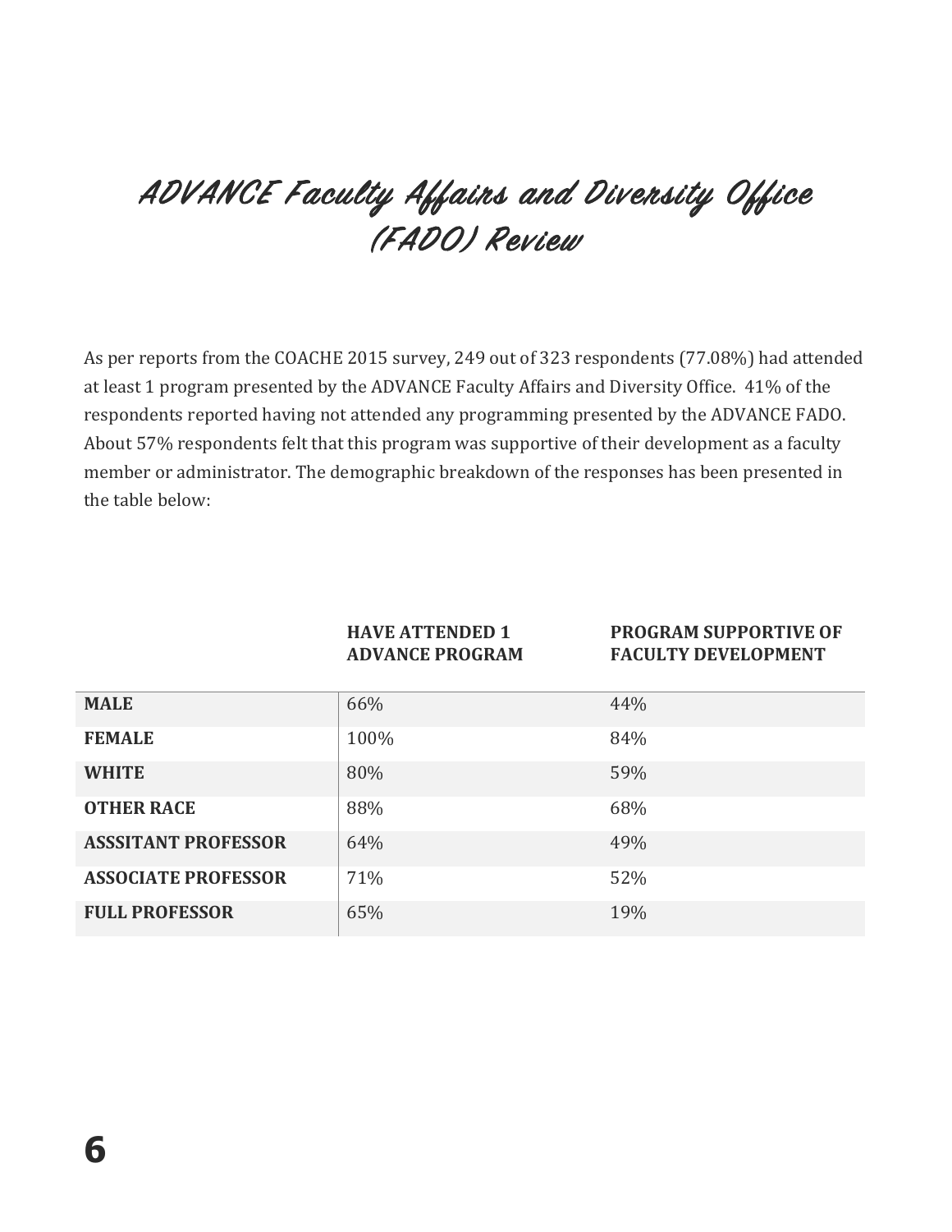# ADVANCE Faculty Affairs and Diversity Office (FADO) Review

As per reports from the COACHE 2015 survey, 249 out of 323 respondents (77.08%) had attended at least 1 program presented by the ADVANCE Faculty Affairs and Diversity Office. 41% of the respondents reported having not attended any programming presented by the ADVANCE FADO. About 57% respondents felt that this program was supportive of their development as a faculty member or administrator. The demographic breakdown of the responses has been presented in the table below:

| | HAVE ATTENDED 1 ADVANCE PROGRAM | PROGRAM SUPPORTIVE OF FACULTY DEVELOPMENT |
|---|---|---|
| **MALE** | 66% | 44% |
| **FEMALE** | 100% | 84% |
| **WHITE** | 80% | 59% |
| **OTHER RACE** | 88% | 68% |
| **ASSSITANT PROFESSOR** | 64% | 49% |
| **ASSOCIATE PROFESSOR** | 71% | 52% |
| **FULL PROFESSOR** | 65% | 19% |